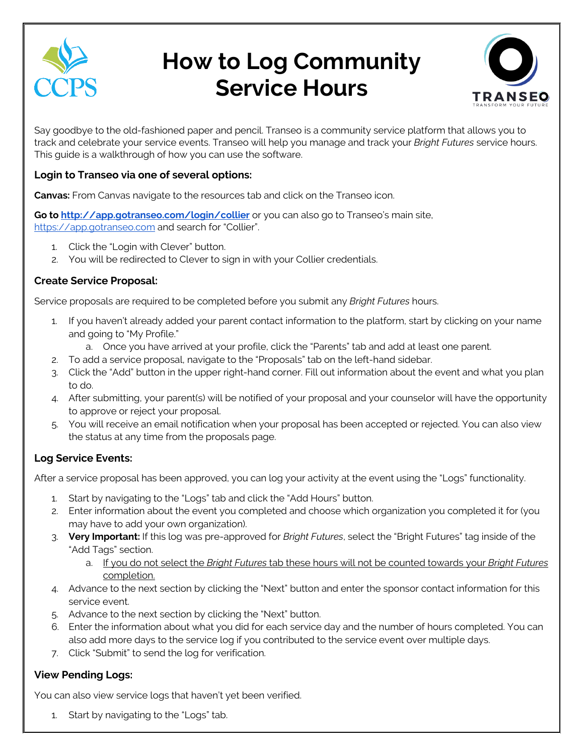# How to Log Community Service Hours

Say goodbye to the old-fashioned paper and pencil. Transeo is a community service platform that allows you to track and celebrate your service events. Transeo will help you manage and track your *Bright Futures* service hours. This guide is a walkthrough of how you can use the software.

### Login to Transeo via one of several options:

**Canvas:** From Canvas navigate to the resources tab and click on the Transeo icon.

**Go to [http://app.gotranseo.com/login/collier](http://app.gotranseo.com/login/collier)** or you can also go to Transeo's main site, [https://app.gotranseo.com](https://app.gotranseo.com) and search for "Collier".

1. Click the "Login with Clever" button.
2. You will be redirected to Clever to sign in with your Collier credentials.

### Create Service Proposal:

Service proposals are required to be completed before you submit any *Bright Futures* hours.

1. If you haven't already added your parent contact information to the platform, start by clicking on your name and going to "My Profile."
   a. Once you have arrived at your profile, click the "Parents" tab and add at least one parent.
2. To add a service proposal, navigate to the "Proposals" tab on the left-hand sidebar.
3. Click the "Add" button in the upper right-hand corner. Fill out information about the event and what you plan to do.
4. After submitting, your parent(s) will be notified of your proposal and your counselor will have the opportunity to approve or reject your proposal.
5. You will receive an email notification when your proposal has been accepted or rejected. You can also view the status at any time from the proposals page.

### Log Service Events:

After a service proposal has been approved, you can log your activity at the event using the "Logs" functionality.

1. Start by navigating to the "Logs" tab and click the "Add Hours" button.
2. Enter information about the event you completed and choose which organization you completed it for (you may have to add your own organization).
3. **Very Important:** If this log was pre-approved for *Bright Futures*, select the "Bright Futures" tag inside of the "Add Tags" section.
   a. <u>If you do not select the *Bright Futures* tab these hours will not be counted towards your *Bright Futures* completion.</u>
4. Advance to the next section by clicking the "Next" button and enter the sponsor contact information for this service event.
5. Advance to the next section by clicking the "Next" button.
6. Enter the information about what you did for each service day and the number of hours completed. You can also add more days to the service log if you contributed to the service event over multiple days.
7. Click "Submit" to send the log for verification.

### View Pending Logs:

You can also view service logs that haven't yet been verified.

1. Start by navigating to the "Logs" tab.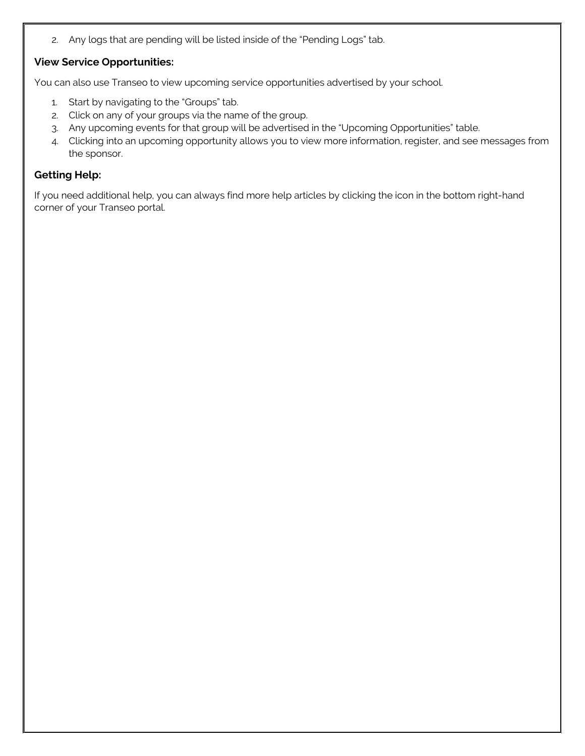2. Any logs that are pending will be listed inside of the "Pending Logs" tab.

**View Service Opportunities:**

You can also use Transeo to view upcoming service opportunities advertised by your school.

1. Start by navigating to the "Groups" tab.
2. Click on any of your groups via the name of the group.
3. Any upcoming events for that group will be advertised in the "Upcoming Opportunities" table.
4. Clicking into an upcoming opportunity allows you to view more information, register, and see messages from the sponsor.

**Getting Help:**

If you need additional help, you can always find more help articles by clicking the icon in the bottom right-hand corner of your Transeo portal.